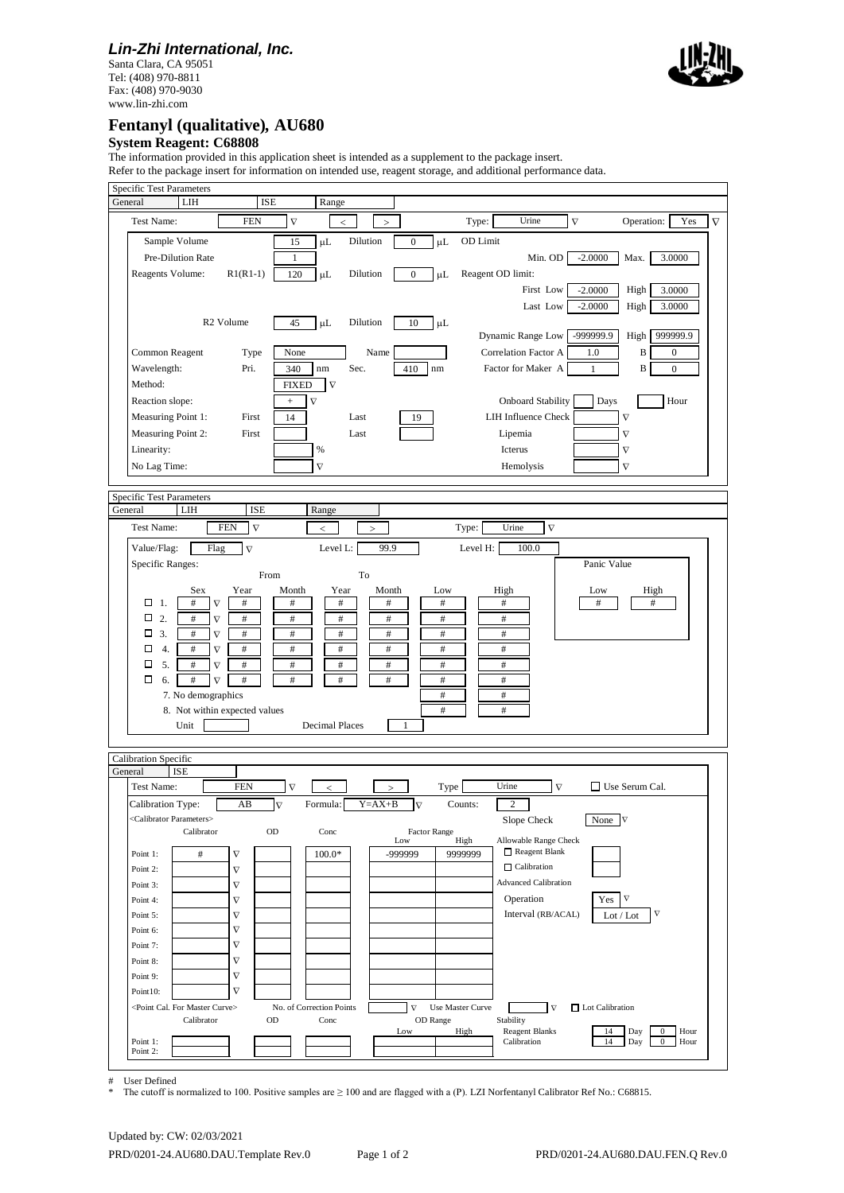***Lin-Zhi International, Inc.***
Santa Clara, CA 95051
Tel: (408) 970-8811
Fax: (408) 970-9030
www.lin-zhi.com

# Fentanyl (qualitative), AU680

## System Reagent: C68808

The information provided in this application sheet is intended as a supplement to the package insert.
Refer to the package insert for information on intended use, reagent storage, and additional performance data.

### Specific Test Parameters

General | LIH | ISE | Range

Test Name: FEN ∇ < > Type: Urine ∇ Operation: Yes ∇

| Parameter | | Value | Unit | | Value | Unit |
|---|---|---|---|---|---|---|
| Sample Volume | | 15 | μL | Dilution | 0 | μL |
| Pre-Dilution Rate | | 1 | | | | |
| Reagents Volume: | R1(R1-1) | 120 | μL | Dilution | 0 | μL |
| R2 Volume | | 45 | μL | Dilution | 10 | μL |
| Common Reagent | Type | None | | Name | | |
| Wavelength: | Pri. | 340 | nm | Sec. | 410 | nm |
| Method: | | FIXED ∇ | | | | |
| Reaction slope: | | + ∇ | | | | |
| Measuring Point 1: | First | 14 | | Last | 19 | |
| Measuring Point 2: | First | | | Last | | |
| Linearity: | | | % | | | |
| No Lag Time: | | | ∇ | | | |

| Parameter | | Value | | Value |
|---|---|---|---|---|
| OD Limit | Min. OD | -2.0000 | Max. | 3.0000 |
| Reagent OD limit: First | Low | -2.0000 | High | 3.0000 |
| Reagent OD limit: Last | Low | -2.0000 | High | 3.0000 |
| Dynamic Range | Low | -999999.9 | High | 999999.9 |
| Correlation Factor | A | 1.0 | B | 0 |
| Factor for Maker | A | 1 | B | 0 |
| Onboard Stability | | Days | | Hour |
| LIH Influence Check | | ∇ | | |
| Lipemia | | ∇ | | |
| Icterus | | ∇ | | |
| Hemolysis | | ∇ | | |

### Specific Test Parameters

General | LIH | ISE | Range

Test Name: FEN ∇ < > Type: Urine ∇

Value/Flag: Flag ∇ Level L: 99.9 Level H: 100.0

Specific Ranges:

| | Sex | From Year | From Month | To Year | To Month | Low | High |
|---|---|---|---|---|---|---|---|
| ☐ 1. | # ∇ | # | # | # | # | # | # |
| ☐ 2. | # ∇ | # | # | # | # | # | # |
| ☐ 3. | # ∇ | # | # | # | # | # | # |
| ☐ 4. | # ∇ | # | # | # | # | # | # |
| ☐ 5. | # ∇ | # | # | # | # | # | # |
| ☐ 6. | # ∇ | # | # | # | # | # | # |
| 7. No demographics | | | | | | # | # |
| 8. Not within expected values | | | | | | # | # |

Panic Value: Low # High #

Unit: Decimal Places: 1

### Calibration Specific

General | ISE

Test Name: FEN ∇ < > Type: Urine ∇ ☐ Use Serum Cal.

Calibration Type: AB ∇ Formula: Y=AX+B ∇ Counts: 2

<Calibrator Parameters>

| | Calibrator | OD | Conc | Factor Range Low | Factor Range High |
|---|---|---|---|---|---|
| Point 1: | # ∇ | | 100.0* | -999999 | 9999999 |
| Point 2: | ∇ | | | | |
| Point 3: | ∇ | | | | |
| Point 4: | ∇ | | | | |
| Point 5: | ∇ | | | | |
| Point 6: | ∇ | | | | |
| Point 7: | ∇ | | | | |
| Point 8: | ∇ | | | | |
| Point 9: | ∇ | | | | |
| Point10: | ∇ | | | | |

Slope Check: None ∇

Allowable Range Check
- ☐ Reagent Blank
- ☐ Calibration

Advanced Calibration
- Operation: Yes ∇
- Interval (RB/ACAL): Lot / Lot ∇

<Point Cal. For Master Curve> No. of Correction Points ∇ Use Master Curve ∇ ☐ Lot Calibration

| | Calibrator | OD | Conc | OD Range Low | OD Range High |
|---|---|---|---|---|---|
| Point 1: | | | | | |
| Point 2: | | | | | |

| Stability | Day | Hour |
|---|---|---|
| Reagent Blanks | 14 | 0 |
| Calibration | 14 | 0 |

\# User Defined

\* The cutoff is normalized to 100. Positive samples are ≥ 100 and are flagged with a (P). LZI Norfentanyl Calibrator Ref No.: C68815.

Updated by: CW: 02/03/2021

PRD/0201-24.AU680.DAU.Template Rev.0 PRD/0201-24.AU680.DAU.FEN.Q Rev.0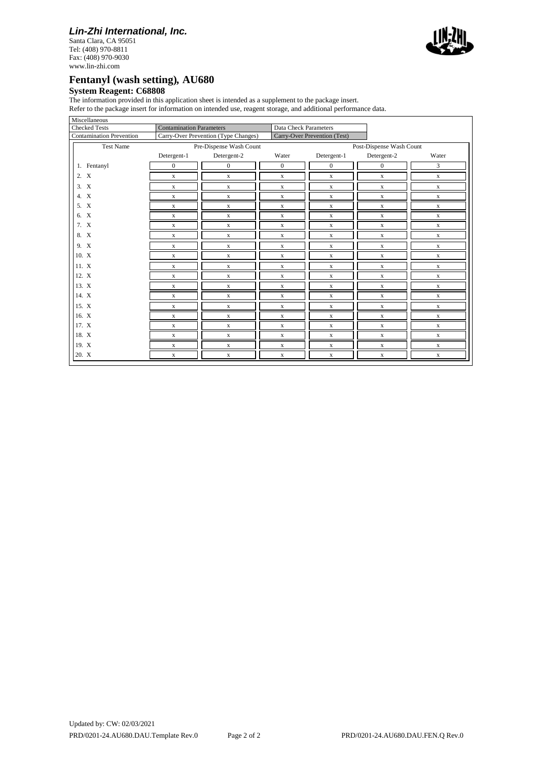***Lin-Zhi International, Inc.***

Santa Clara, CA 95051
Tel: (408) 970-8811
Fax: (408) 970-9030
www.lin-zhi.com

# Fentanyl (wash setting), AU680

### System Reagent: C68808

The information provided in this application sheet is intended as a supplement to the package insert.
Refer to the package insert for information on intended use, reagent storage, and additional performance data.

Miscellaneous

| | | |
|---|---|---|
| Checked Tests | Contamination Parameters | Data Check Parameters |
| Contamination Prevention | Carry-Over Prevention (Type Changes) | Carry-Over Prevention (Test) |

| Test Name | Pre-Dispense Wash Count | | | Post-Dispense Wash Count | | |
|---|---|---|---|---|---|---|
| | Detergent-1 | Detergent-2 | Water | Detergent-1 | Detergent-2 | Water |
| 1. Fentanyl | 0 | 0 | 0 | 0 | 0 | 3 |
| 2. X | x | x | x | x | x | x |
| 3. X | x | x | x | x | x | x |
| 4. X | x | x | x | x | x | x |
| 5. X | x | x | x | x | x | x |
| 6. X | x | x | x | x | x | x |
| 7. X | x | x | x | x | x | x |
| 8. X | x | x | x | x | x | x |
| 9. X | x | x | x | x | x | x |
| 10. X | x | x | x | x | x | x |
| 11. X | x | x | x | x | x | x |
| 12. X | x | x | x | x | x | x |
| 13. X | x | x | x | x | x | x |
| 14. X | x | x | x | x | x | x |
| 15. X | x | x | x | x | x | x |
| 16. X | x | x | x | x | x | x |
| 17. X | x | x | x | x | x | x |
| 18. X | x | x | x | x | x | x |
| 19. X | x | x | x | x | x | x |
| 20. X | x | x | x | x | x | x |

Updated by: CW: 02/03/2021

PRD/0201-24.AU680.DAU.Template Rev.0

PRD/0201-24.AU680.DAU.FEN.Q Rev.0